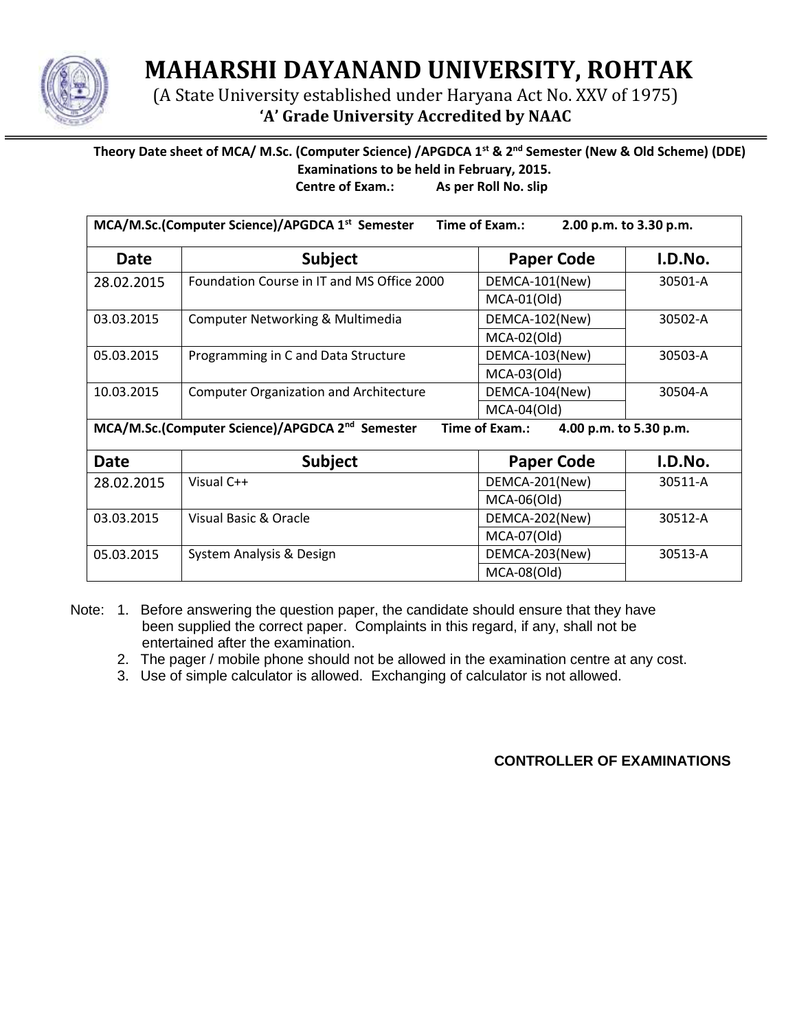# MAHARSHI DAYANAND UNIVERSITY, ROHTAK

(A State University established under Haryana Act No. XXV of 1975)

**'A' Grade University Accredited by NAAC**

**Theory Date sheet of MCA/ M.Sc. (Computer Science) /APGDCA 1st & 2nd Semester (New & Old Scheme) (DDE) Examinations to be held in February, 2015.**

**Centre of Exam.: As per Roll No. slip**

| **MCA/M.Sc.(Computer Science)/APGDCA 1st Semester Time of Exam.: 2.00 p.m. to 3.30 p.m.** | | | |
|---|---|---|---|
| **Date** | **Subject** | **Paper Code** | **I.D.No.** |
| 28.02.2015 | Foundation Course in IT and MS Office 2000 | DEMCA-101(New) | 30501-A |
| | | MCA-01(Old) | |
| 03.03.2015 | Computer Networking & Multimedia | DEMCA-102(New) | 30502-A |
| | | MCA-02(Old) | |
| 05.03.2015 | Programming in C and Data Structure | DEMCA-103(New) | 30503-A |
| | | MCA-03(Old) | |
| 10.03.2015 | Computer Organization and Architecture | DEMCA-104(New) | 30504-A |
| | | MCA-04(Old) | |
| **MCA/M.Sc.(Computer Science)/APGDCA 2nd Semester Time of Exam.: 4.00 p.m. to 5.30 p.m.** | | | |
| **Date** | **Subject** | **Paper Code** | **I.D.No.** |
| 28.02.2015 | Visual C++ | DEMCA-201(New) | 30511-A |
| | | MCA-06(Old) | |
| 03.03.2015 | Visual Basic & Oracle | DEMCA-202(New) | 30512-A |
| | | MCA-07(Old) | |
| 05.03.2015 | System Analysis & Design | DEMCA-203(New) | 30513-A |
| | | MCA-08(Old) | |

Note:

1. Before answering the question paper, the candidate should ensure that they have been supplied the correct paper. Complaints in this regard, if any, shall not be entertained after the examination.
2. The pager / mobile phone should not be allowed in the examination centre at any cost.
3. Use of simple calculator is allowed. Exchanging of calculator is not allowed.

**CONTROLLER OF EXAMINATIONS**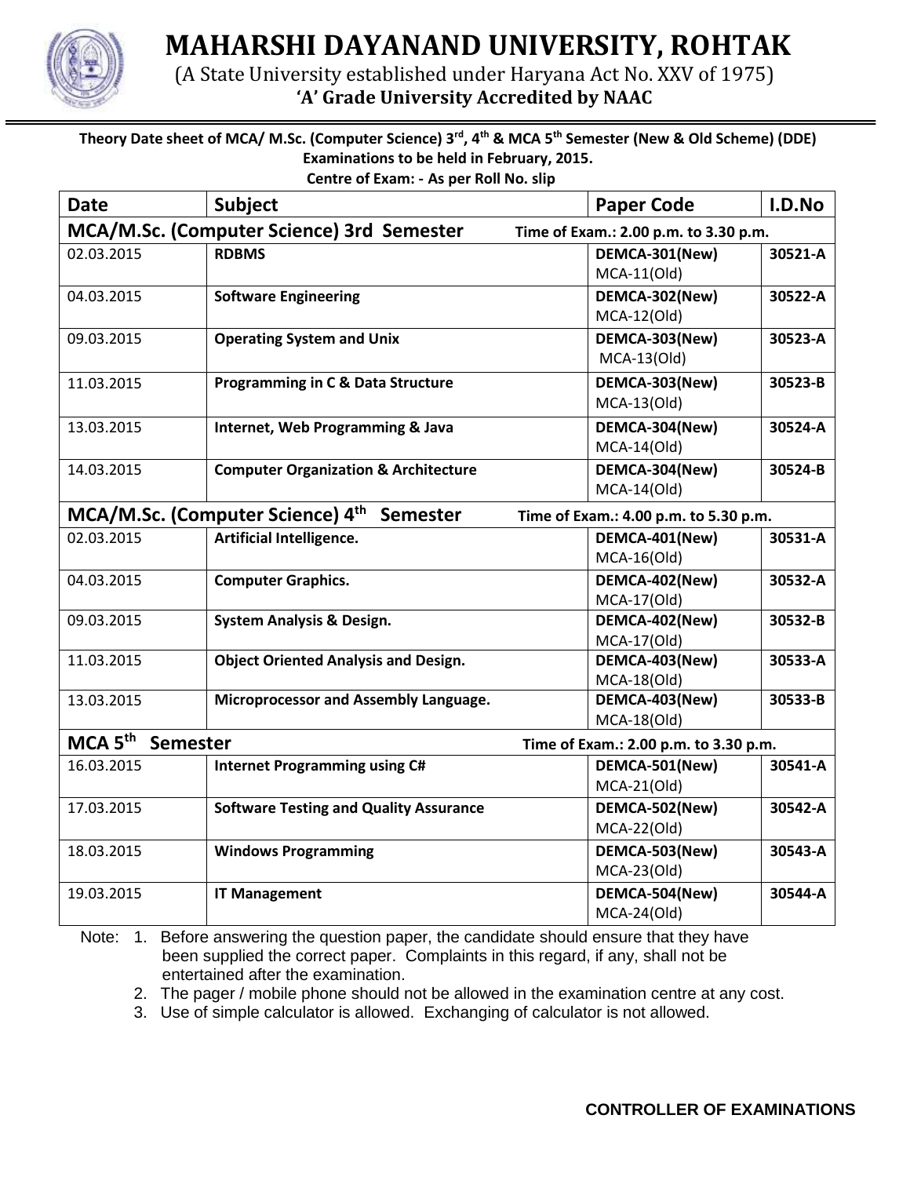# MAHARSHI DAYANAND UNIVERSITY, ROHTAK

(A State University established under Haryana Act No. XXV of 1975)

**'A' Grade University Accredited by NAAC**

**Theory Date sheet of MCA/ M.Sc. (Computer Science) 3rd, 4th & MCA 5th Semester (New & Old Scheme) (DDE)**
**Examinations to be held in February, 2015.**
**Centre of Exam: - As per Roll No. slip**

| Date | Subject | Paper Code | I.D.No |
|---|---|---|---|
| **MCA/M.Sc. (Computer Science) 3rd Semester** | **Time of Exam.: 2.00 p.m. to 3.30 p.m.** | | |
| 02.03.2015 | **RDBMS** | **DEMCA-301(New)** MCA-11(Old) | **30521-A** |
| 04.03.2015 | **Software Engineering** | **DEMCA-302(New)** MCA-12(Old) | **30522-A** |
| 09.03.2015 | **Operating System and Unix** | **DEMCA-303(New)** MCA-13(Old) | **30523-A** |
| 11.03.2015 | **Programming in C & Data Structure** | **DEMCA-303(New)** MCA-13(Old) | **30523-B** |
| 13.03.2015 | **Internet, Web Programming & Java** | **DEMCA-304(New)** MCA-14(Old) | **30524-A** |
| 14.03.2015 | **Computer Organization & Architecture** | **DEMCA-304(New)** MCA-14(Old) | **30524-B** |
| **MCA/M.Sc. (Computer Science) 4th Semester** | **Time of Exam.: 4.00 p.m. to 5.30 p.m.** | | |
| 02.03.2015 | **Artificial Intelligence.** | **DEMCA-401(New)** MCA-16(Old) | **30531-A** |
| 04.03.2015 | **Computer Graphics.** | **DEMCA-402(New)** MCA-17(Old) | **30532-A** |
| 09.03.2015 | **System Analysis & Design.** | **DEMCA-402(New)** MCA-17(Old) | **30532-B** |
| 11.03.2015 | **Object Oriented Analysis and Design.** | **DEMCA-403(New)** MCA-18(Old) | **30533-A** |
| 13.03.2015 | **Microprocessor and Assembly Language.** | **DEMCA-403(New)** MCA-18(Old) | **30533-B** |
| **MCA 5th Semester** | **Time of Exam.: 2.00 p.m. to 3.30 p.m.** | | |
| 16.03.2015 | **Internet Programming using C#** | **DEMCA-501(New)** MCA-21(Old) | **30541-A** |
| 17.03.2015 | **Software Testing and Quality Assurance** | **DEMCA-502(New)** MCA-22(Old) | **30542-A** |
| 18.03.2015 | **Windows Programming** | **DEMCA-503(New)** MCA-23(Old) | **30543-A** |
| 19.03.2015 | **IT Management** | **DEMCA-504(New)** MCA-24(Old) | **30544-A** |

Note:
1. Before answering the question paper, the candidate should ensure that they have been supplied the correct paper. Complaints in this regard, if any, shall not be entertained after the examination.
2. The pager / mobile phone should not be allowed in the examination centre at any cost.
3. Use of simple calculator is allowed. Exchanging of calculator is not allowed.

**CONTROLLER OF EXAMINATIONS**